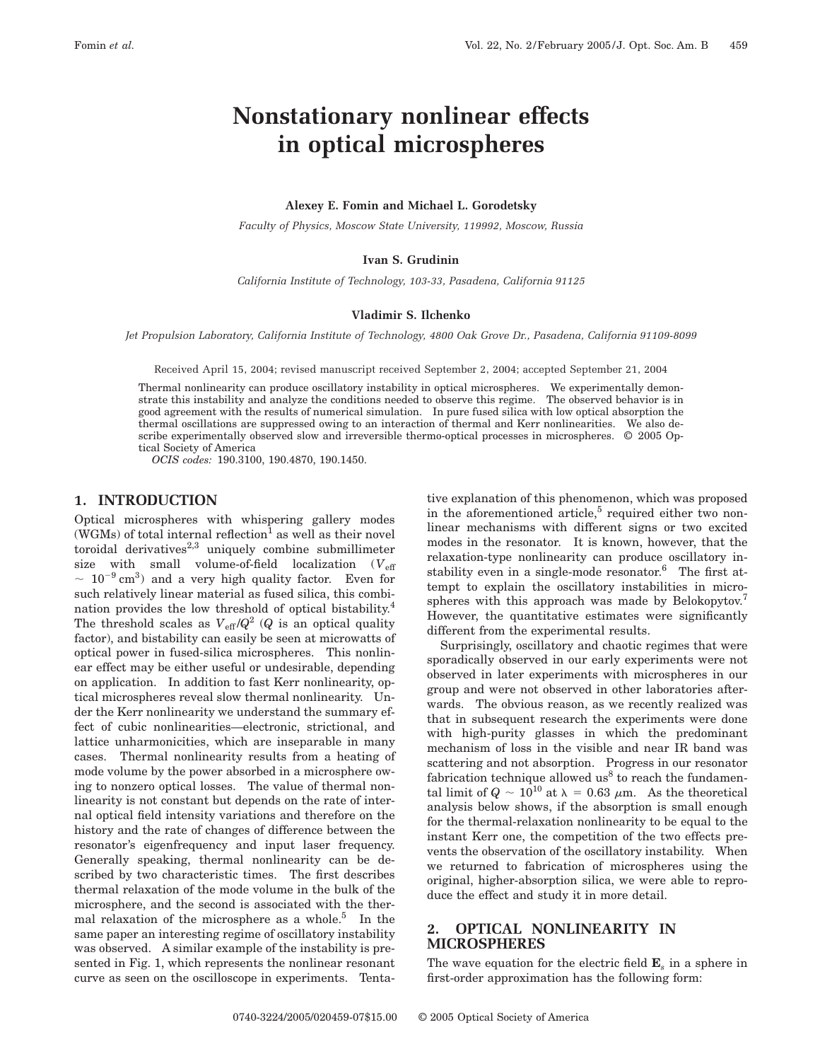# Nonstationary nonlinear effects in optical microspheres

**Alexey E. Fomin and Michael L. Gorodetsky**

*Faculty of Physics, Moscow State University, 119992, Moscow, Russia*

**Ivan S. Grudinin**

*California Institute of Technology, 103-33, Pasadena, California 91125*

**Vladimir S. Ilchenko**

*Jet Propulsion Laboratory, California Institute of Technology, 4800 Oak Grove Dr., Pasadena, California 91109-8099*

Received April 15, 2004; revised manuscript received September 2, 2004; accepted September 21, 2004

Thermal nonlinearity can produce oscillatory instability in optical microspheres. We experimentally demonstrate this instability and analyze the conditions needed to observe this regime. The observed behavior is in good agreement with the results of numerical simulation. In pure fused silica with low optical absorption the thermal oscillations are suppressed owing to an interaction of thermal and Kerr nonlinearities. We also describe experimentally observed slow and irreversible thermo-optical processes in microspheres. © 2005 Optical Society of America

*OCIS codes:* 190.3100, 190.4870, 190.1450.

## 1. INTRODUCTION

Optical microspheres with whispering gallery modes (WGMs) of total internal reflection[1] as well as their novel toroidal derivatives[2,3] uniquely combine submillimeter size with small volume-of-field localization ($V_{\text{eff}} \sim 10^{-9}\,\text{cm}^3$) and a very high quality factor. Even for such relatively linear material as fused silica, this combination provides the low threshold of optical bistability.[4] The threshold scales as $V_{\text{eff}}/Q^2$ ($Q$ is an optical quality factor), and bistability can easily be seen at microwatts of optical power in fused-silica microspheres. This nonlinear effect may be either useful or undesirable, depending on application. In addition to fast Kerr nonlinearity, optical microspheres reveal slow thermal nonlinearity. Under the Kerr nonlinearity we understand the summary effect of cubic nonlinearities—electronic, strictional, and lattice unharmonicities, which are inseparable in many cases. Thermal nonlinearity results from a heating of mode volume by the power absorbed in a microsphere owing to nonzero optical losses. The value of thermal nonlinearity is not constant but depends on the rate of internal optical field intensity variations and therefore on the history and the rate of changes of difference between the resonator's eigenfrequency and input laser frequency. Generally speaking, thermal nonlinearity can be described by two characteristic times. The first describes thermal relaxation of the mode volume in the bulk of the microsphere, and the second is associated with the thermal relaxation of the microsphere as a whole.[5] In the same paper an interesting regime of oscillatory instability was observed. A similar example of the instability is presented in Fig. 1, which represents the nonlinear resonant curve as seen on the oscilloscope in experiments. Tentative explanation of this phenomenon, which was proposed in the aforementioned article,[5] required either two nonlinear mechanisms with different signs or two excited modes in the resonator. It is known, however, that the relaxation-type nonlinearity can produce oscillatory instability even in a single-mode resonator.[6] The first attempt to explain the oscillatory instabilities in microspheres with this approach was made by Belokopytov.[7] However, the quantitative estimates were significantly different from the experimental results.

Surprisingly, oscillatory and chaotic regimes that were sporadically observed in our early experiments were not observed in later experiments with microspheres in our group and were not observed in other laboratories afterwards. The obvious reason, as we recently realized was that in subsequent research the experiments were done with high-purity glasses in which the predominant mechanism of loss in the visible and near IR band was scattering and not absorption. Progress in our resonator fabrication technique allowed us[8] to reach the fundamental limit of $Q \sim 10^{10}$ at $\lambda = 0.63\,\mu\text{m}$. As the theoretical analysis below shows, if the absorption is small enough for the thermal-relaxation nonlinearity to be equal to the instant Kerr one, the competition of the two effects prevents the observation of the oscillatory instability. When we returned to fabrication of microspheres using the original, higher-absorption silica, we were able to reproduce the effect and study it in more detail.

## 2. OPTICAL NONLINEARITY IN MICROSPHERES

The wave equation for the electric field $\mathbf{E}_s$ in a sphere in first-order approximation has the following form: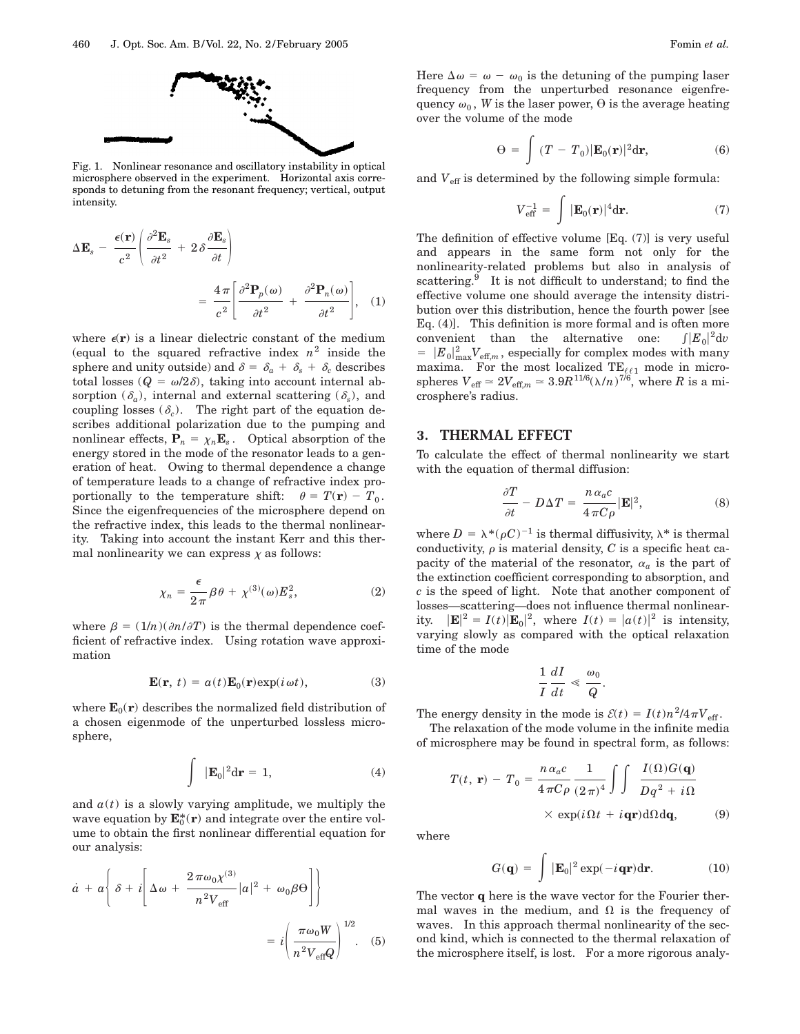Fig. 1. Nonlinear resonance and oscillatory instability in optical microsphere observed in the experiment. Horizontal axis corresponds to detuning from the resonant frequency; vertical, output intensity.

$$\Delta \mathbf{E}_s - \frac{\epsilon(\mathbf{r})}{c^2}\left(\frac{\partial^2 \mathbf{E}_s}{\partial t^2} + 2\delta \frac{\partial \mathbf{E}_s}{\partial t}\right) = \frac{4\pi}{c^2}\left[\frac{\partial^2 \mathbf{P}_p(\omega)}{\partial t^2} + \frac{\partial^2 \mathbf{P}_n(\omega)}{\partial t^2}\right], \quad (1)$$

where $\epsilon(\mathbf{r})$ is a linear dielectric constant of the medium (equal to the squared refractive index $n^2$ inside the sphere and unity outside) and $\delta = \delta_a + \delta_s + \delta_c$ describes total losses ($Q = \omega/2\delta$), taking into account internal absorption ($\delta_a$), internal and external scattering ($\delta_s$), and coupling losses ($\delta_c$). The right part of the equation describes additional polarization due to the pumping and nonlinear effects, $\mathbf{P}_n = \chi_n \mathbf{E}_s$. Optical absorption of the energy stored in the mode of the resonator leads to a generation of heat. Owing to thermal dependence a change of temperature leads to a change of refractive index proportionally to the temperature shift: $\theta = T(\mathbf{r}) - T_0$. Since the eigenfrequencies of the microsphere depend on the refractive index, this leads to the thermal nonlinearity. Taking into account the instant Kerr and this thermal nonlinearity we can express $\chi$ as follows:

$$\chi_n = \frac{\epsilon}{2\pi}\beta\theta + \chi^{(3)}(\omega)E_s^2, \quad (2)$$

where $\beta = (1/n)(\partial n/\partial T)$ is the thermal dependence coefficient of refractive index. Using rotation wave approximation

$$\mathbf{E}(\mathbf{r}, t) = a(t)\mathbf{E}_0(\mathbf{r})\exp(i\omega t), \quad (3)$$

where $\mathbf{E}_0(\mathbf{r})$ describes the normalized field distribution of a chosen eigenmode of the unperturbed lossless microsphere,

$$\int |\mathbf{E}_0|^2 \mathrm{d}\mathbf{r} = 1, \quad (4)$$

and $a(t)$ is a slowly varying amplitude, we multiply the wave equation by $\mathbf{E}_0^*(\mathbf{r})$ and integrate over the entire volume to obtain the first nonlinear differential equation for our analysis:

$$\dot{a} + a\left\{\delta + i\left[\Delta\omega + \frac{2\pi\omega_0\chi^{(3)}}{n^2 V_{\mathrm{eff}}}|a|^2 + \omega_0\beta\Theta\right]\right\} = i\left(\frac{\pi\omega_0 W}{n^2 V_{\mathrm{eff}} Q}\right)^{1/2}. \quad (5)$$

Here $\Delta\omega = \omega - \omega_0$ is the detuning of the pumping laser frequency from the unperturbed resonance eigenfrequency $\omega_0$, $W$ is the laser power, $\Theta$ is the average heating over the volume of the mode

$$\Theta = \int (T - T_0)|\mathbf{E}_0(\mathbf{r})|^2 \mathrm{d}\mathbf{r}, \quad (6)$$

and $V_{\mathrm{eff}}$ is determined by the following simple formula:

$$V_{\mathrm{eff}}^{-1} = \int |\mathbf{E}_0(\mathbf{r})|^4 \mathrm{d}\mathbf{r}. \quad (7)$$

The definition of effective volume [Eq. (7)] is very useful and appears in the same form not only for the nonlinearity-related problems but also in analysis of scattering.[9] It is not difficult to understand; to find the effective volume one should average the intensity distribution over this distribution, hence the fourth power [see Eq. (4)]. This definition is more formal and is often more convenient than the alternative one: $\int |E_0|^2 \mathrm{d}v = |E_0|^2_{\max} V_{\mathrm{eff},m}$, especially for complex modes with many maxima. For the most localized $\mathrm{TE}_{\ell\ell 1}$ mode in microspheres $V_{\mathrm{eff}} \simeq 2V_{\mathrm{eff},m} \simeq 3.9R^{11/6}(\lambda/n)^{7/6}$, where $R$ is a microsphere's radius.

## 3. THERMAL EFFECT

To calculate the effect of thermal nonlinearity we start with the equation of thermal diffusion:

$$\frac{\partial T}{\partial t} - D\Delta T = \frac{n\alpha_a c}{4\pi C\rho}|\mathbf{E}|^2, \quad (8)$$

where $D = \lambda^*(\rho C)^{-1}$ is thermal diffusivity, $\lambda^*$ is thermal conductivity, $\rho$ is material density, $C$ is a specific heat capacity of the material of the resonator, $\alpha_a$ is the part of the extinction coefficient corresponding to absorption, and $c$ is the speed of light. Note that another component of losses—scattering—does not influence thermal nonlinearity. $|\mathbf{E}|^2 = I(t)|\mathbf{E}_0|^2$, where $I(t) = |a(t)|^2$ is intensity, varying slowly as compared with the optical relaxation time of the mode

$$\frac{1}{I}\frac{dI}{dt} \ll \frac{\omega_0}{Q}.$$

The energy density in the mode is $\mathcal{E}(t) = I(t)n^2/4\pi V_{\mathrm{eff}}$.

The relaxation of the mode volume in the infinite media of microsphere may be found in spectral form, as follows:

$$T(t, \mathbf{r}) - T_0 = \frac{n\alpha_a c}{4\pi C\rho}\frac{1}{(2\pi)^4}\iint \frac{I(\Omega)G(\mathbf{q})}{Dq^2 + i\Omega} \times \exp(i\Omega t + i\mathbf{q}\mathbf{r})\mathrm{d}\Omega\mathrm{d}\mathbf{q}, \quad (9)$$

where

$$G(\mathbf{q}) = \int |\mathbf{E}_0|^2 \exp(-i\mathbf{q}\mathbf{r})\mathrm{d}\mathbf{r}. \quad (10)$$

The vector $\mathbf{q}$ here is the wave vector for the Fourier thermal waves in the medium, and $\Omega$ is the frequency of waves. In this approach thermal nonlinearity of the second kind, which is connected to the thermal relaxation of the microsphere itself, is lost. For a more rigorous analy-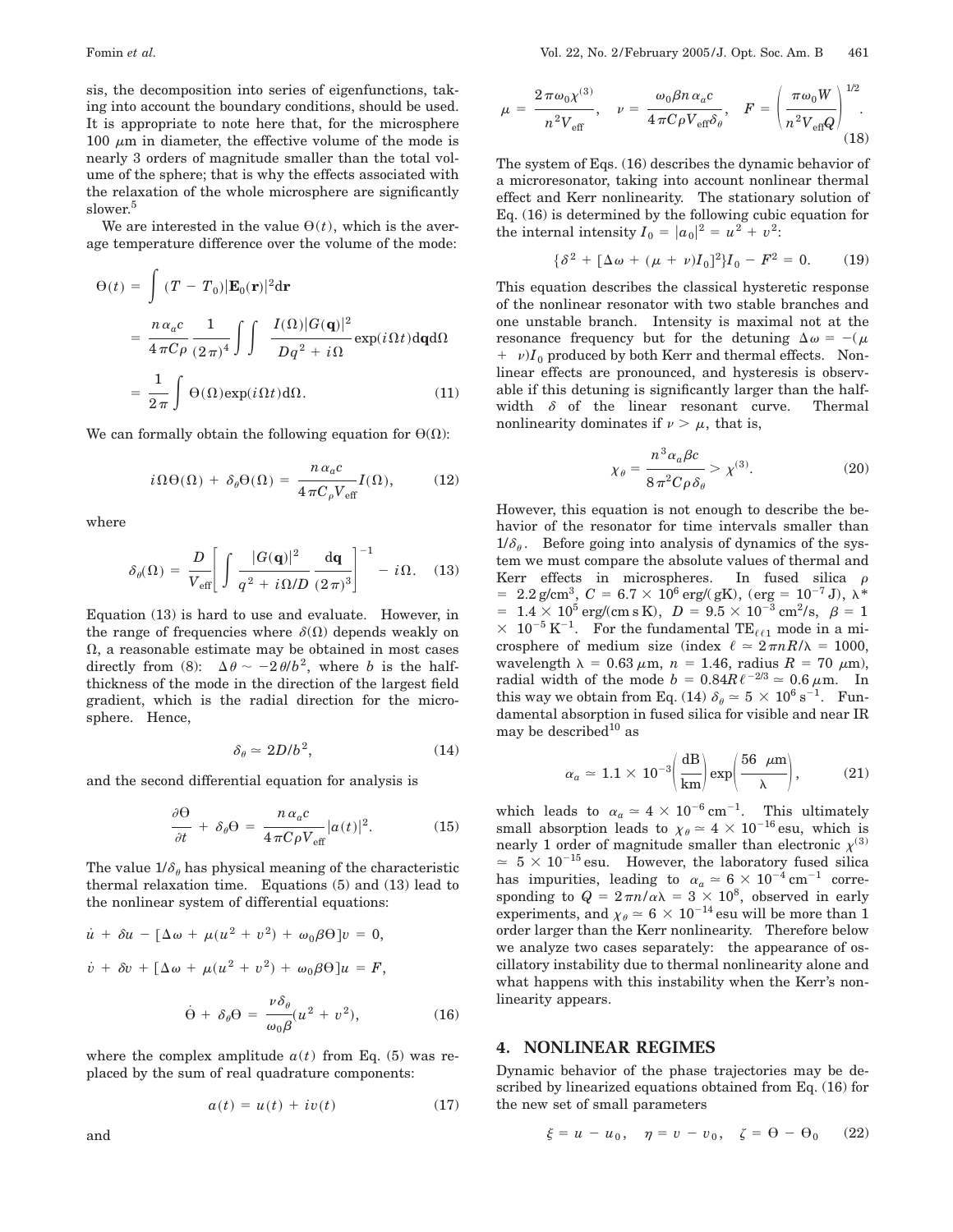sis, the decomposition into series of eigenfunctions, taking into account the boundary conditions, should be used. It is appropriate to note here that, for the microsphere 100 $\mu$m in diameter, the effective volume of the mode is nearly 3 orders of magnitude smaller than the total volume of the sphere; that is why the effects associated with the relaxation of the whole microsphere are significantly slower.[5]

We are interested in the value $\Theta(t)$, which is the average temperature difference over the volume of the mode:

$$\Theta(t) = \int (T - T_0)|\mathbf{E}_0(\mathbf{r})|^2 \mathrm{d}\mathbf{r}$$

$$= \frac{n\alpha_a c}{4\pi C\rho} \frac{1}{(2\pi)^4} \int\int \frac{I(\Omega)|G(\mathbf{q})|^2}{Dq^2 + i\Omega} \exp(i\Omega t)\mathrm{d}\mathbf{q}\mathrm{d}\Omega$$

$$= \frac{1}{2\pi}\int \Theta(\Omega)\exp(i\Omega t)\mathrm{d}\Omega. \tag{11}$$

We can formally obtain the following equation for $\Theta(\Omega)$:

$$i\Omega\Theta(\Omega) + \delta_\theta\Theta(\Omega) = \frac{n\alpha_a c}{4\pi C_\rho V_{\mathrm{eff}}} I(\Omega), \tag{12}$$

where

$$\delta_\theta(\Omega) = \frac{D}{V_{\mathrm{eff}}}\left[\int \frac{|G(\mathbf{q})|^2}{q^2 + i\Omega/D}\frac{\mathrm{d}\mathbf{q}}{(2\pi)^3}\right]^{-1} - i\Omega. \tag{13}$$

Equation (13) is hard to use and evaluate. However, in the range of frequencies where $\delta(\Omega)$ depends weakly on $\Omega$, a reasonable estimate may be obtained in most cases directly from (8): $\Delta\theta \sim -2\theta/b^2$, where $b$ is the half-thickness of the mode in the direction of the largest field gradient, which is the radial direction for the microsphere. Hence,

$$\delta_\theta \simeq 2D/b^2, \tag{14}$$

and the second differential equation for analysis is

$$\frac{\partial\Theta}{\partial t} + \delta_\theta\Theta = \frac{n\alpha_a c}{4\pi C\rho V_{\mathrm{eff}}}|a(t)|^2. \tag{15}$$

The value $1/\delta_\theta$ has physical meaning of the characteristic thermal relaxation time. Equations (5) and (13) lead to the nonlinear system of differential equations:

$$\dot{u} + \delta u - [\Delta\omega + \mu(u^2 + v^2) + \omega_0\beta\Theta]v = 0,$$

$$\dot{v} + \delta v + [\Delta\omega + \mu(u^2 + v^2) + \omega_0\beta\Theta]u = F,$$

$$\dot{\Theta} + \delta_\theta\Theta = \frac{\nu\delta_\theta}{\omega_0\beta}(u^2 + v^2), \tag{16}$$

where the complex amplitude $a(t)$ from Eq. (5) was replaced by the sum of real quadrature components:

$$a(t) = u(t) + iv(t) \tag{17}$$

and

$$\mu = \frac{2\pi\omega_0\chi^{(3)}}{n^2 V_{\mathrm{eff}}}, \quad \nu = \frac{\omega_0\beta n\alpha_a c}{4\pi C\rho V_{\mathrm{eff}}\delta_\theta}, \quad F = \left(\frac{\pi\omega_0 W}{n^2 V_{\mathrm{eff}} Q}\right)^{1/2}. \tag{18}$$

The system of Eqs. (16) describes the dynamic behavior of a microresonator, taking into account nonlinear thermal effect and Kerr nonlinearity. The stationary solution of Eq. (16) is determined by the following cubic equation for the internal intensity $I_0 = |a_0|^2 = u^2 + v^2$:

$$\{\delta^2 + [\Delta\omega + (\mu + \nu)I_0]^2\}I_0 - F^2 = 0. \tag{19}$$

This equation describes the classical hysteretic response of the nonlinear resonator with two stable branches and one unstable branch. Intensity is maximal not at the resonance frequency but for the detuning $\Delta\omega = -(\mu + \nu)I_0$ produced by both Kerr and thermal effects. Nonlinear effects are pronounced, and hysteresis is observable if this detuning is significantly larger than the half-width $\delta$ of the linear resonant curve. Thermal nonlinearity dominates if $\nu > \mu$, that is,

$$\chi_\theta = \frac{n^3\alpha_a\beta c}{8\pi^2 C\rho\delta_\theta} > \chi^{(3)}. \tag{20}$$

However, this equation is not enough to describe the behavior of the resonator for time intervals smaller than $1/\delta_\theta$. Before going into analysis of dynamics of the system we must compare the absolute values of thermal and Kerr effects in microspheres. In fused silica $\rho = 2.2\,\mathrm{g/cm^3}$, $C = 6.7\times 10^6\,\mathrm{erg/(gK)}$, ($\mathrm{erg} = 10^{-7}\,\mathrm{J}$), $\lambda^* = 1.4\times 10^5\,\mathrm{erg/(cm\,s\,K)}$, $D = 9.5\times 10^{-3}\,\mathrm{cm^2/s}$, $\beta = 1\times 10^{-5}\,\mathrm{K^{-1}}$. For the fundamental $\mathrm{TE}_{\ell\ell 1}$ mode in a microsphere of medium size (index $\ell \simeq 2\pi nR/\lambda = 1000$, wavelength $\lambda = 0.63\,\mu\mathrm{m}$, $n = 1.46$, radius $R = 70\,\mu\mathrm{m}$), radial width of the mode $b = 0.84R\ell^{-2/3} \simeq 0.6\,\mu\mathrm{m}$. In this way we obtain from Eq. (14) $\delta_\theta \simeq 5\times 10^6\,\mathrm{s^{-1}}$. Fundamental absorption in fused silica for visible and near IR may be described[10] as

$$\alpha_a \simeq 1.1\times 10^{-3}\left(\frac{\mathrm{dB}}{\mathrm{km}}\right)\exp\left(\frac{56\ \mu\mathrm{m}}{\lambda}\right), \tag{21}$$

which leads to $\alpha_a \simeq 4\times 10^{-6}\,\mathrm{cm^{-1}}$. This ultimately small absorption leads to $\chi_\theta \simeq 4\times 10^{-16}$ esu, which is nearly 1 order of magnitude smaller than electronic $\chi^{(3)} \simeq 5\times 10^{-15}$ esu. However, the laboratory fused silica has impurities, leading to $\alpha_a \simeq 6\times 10^{-4}\,\mathrm{cm^{-1}}$ corresponding to $Q = 2\pi n/\alpha\lambda = 3\times 10^8$, observed in early experiments, and $\chi_\theta \simeq 6\times 10^{-14}$ esu will be more than 1 order larger than the Kerr nonlinearity. Therefore below we analyze two cases separately: the appearance of oscillatory instability due to thermal nonlinearity alone and what happens with this instability when the Kerr's nonlinearity appears.

## 4. NONLINEAR REGIMES

Dynamic behavior of the phase trajectories may be described by linearized equations obtained from Eq. (16) for the new set of small parameters

$$\xi = u - u_0, \quad \eta = v - v_0, \quad \zeta = \Theta - \Theta_0 \tag{22}$$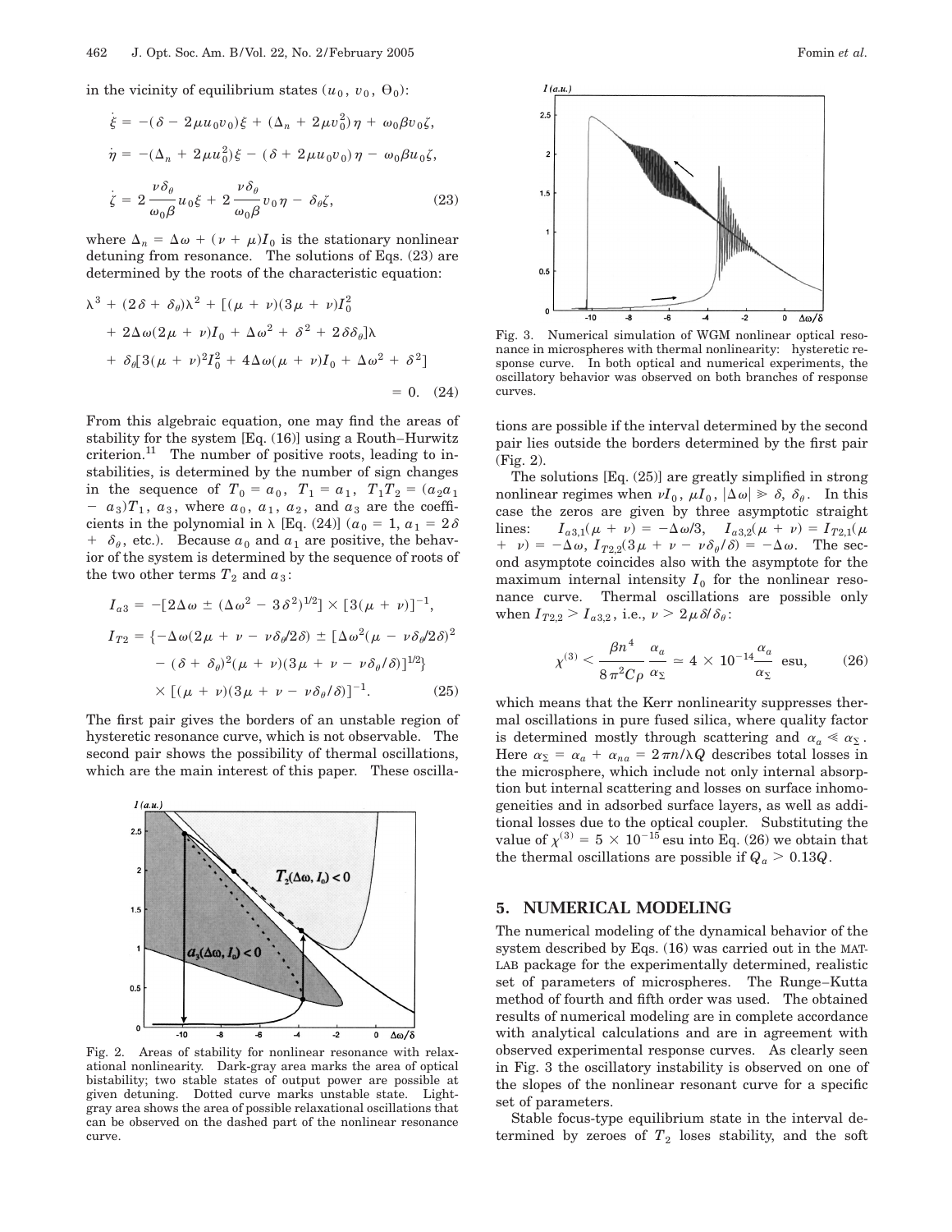in the vicinity of equilibrium states $(u_0, v_0, \Theta_0)$:

$$\dot{\xi} = -(\delta - 2\mu u_0 v_0)\xi + (\Delta_n + 2\mu v_0^2)\eta + \omega_0 \beta v_0 \zeta,$$

$$\dot{\eta} = -(\Delta_n + 2\mu u_0^2)\xi - (\delta + 2\mu u_0 v_0)\eta - \omega_0 \beta u_0 \zeta,$$

$$\dot{\zeta} = 2\frac{\nu \delta_\theta}{\omega_0 \beta} u_0 \xi + 2\frac{\nu \delta_\theta}{\omega_0 \beta} v_0 \eta - \delta_\theta \zeta, \tag{23}$$

where $\Delta_n = \Delta\omega + (\nu + \mu)I_0$ is the stationary nonlinear detuning from resonance. The solutions of Eqs. (23) are determined by the roots of the characteristic equation:

$$\lambda^3 + (2\delta + \delta_\theta)\lambda^2 + [(\mu + \nu)(3\mu + \nu)I_0^2 + 2\Delta\omega(2\mu + \nu)I_0 + \Delta\omega^2 + \delta^2 + 2\delta\delta_\theta]\lambda + \delta_\theta[3(\mu + \nu)^2 I_0^2 + 4\Delta\omega(\mu + \nu)I_0 + \Delta\omega^2 + \delta^2] = 0. \tag{24}$$

From this algebraic equation, one may find the areas of stability for the system [Eq. (16)] using a Routh–Hurwitz criterion.[11] The number of positive roots, leading to instabilities, is determined by the number of sign changes in the sequence of $T_0 = a_0$, $T_1 = a_1$, $T_1 T_2 = (a_2 a_1 - a_3)T_1$, $a_3$, where $a_0$, $a_1$, $a_2$, and $a_3$ are the coefficients in the polynomial in $\lambda$ [Eq. (24)] ($a_0 = 1$, $a_1 = 2\delta + \delta_\theta$, etc.). Because $a_0$ and $a_1$ are positive, the behavior of the system is determined by the sequence of roots of the two other terms $T_2$ and $a_3$:

$$I_{a3} = -[2\Delta\omega \pm (\Delta\omega^2 - 3\delta^2)^{1/2}] \times [3(\mu + \nu)]^{-1},$$

$$I_{T2} = \{-\Delta\omega(2\mu + \nu - \nu\delta_\theta/2\delta) \pm [\Delta\omega^2(\mu - \nu\delta_\theta/2\delta)^2 - (\delta + \delta_\theta)^2(\mu + \nu)(3\mu + \nu - \nu\delta_\theta/\delta)]^{1/2}\} \times [(\mu + \nu)(3\mu + \nu - \nu\delta_\theta/\delta)]^{-1}. \tag{25}$$

The first pair gives the borders of an unstable region of hysteretic resonance curve, which is not observable. The second pair shows the possibility of thermal oscillations, which are the main interest of this paper. These oscillations are possible if the interval determined by the second pair lies outside the borders determined by the first pair (Fig. 2).

Fig. 2. Areas of stability for nonlinear resonance with relaxational nonlinearity. Dark-gray area marks the area of optical bistability; two stable states of output power are possible at given detuning. Dotted curve marks unstable state. Light-gray area shows the area of possible relaxational oscillations that can be observed on the dashed part of the nonlinear resonance curve.

Fig. 3. Numerical simulation of WGM nonlinear optical resonance in microspheres with thermal nonlinearity: hysteretic response curve. In both optical and numerical experiments, the oscillatory behavior was observed on both branches of response curves.

The solutions [Eq. (25)] are greatly simplified in strong nonlinear regimes when $\nu I_0$, $\mu I_0$, $|\Delta\omega| \gg \delta$, $\delta_\theta$. In this case the zeros are given by three asymptotic straight lines: $I_{a3,1}(\mu + \nu) = -\Delta\omega/3$, $I_{a3,2}(\mu + \nu) = I_{T2,1}(\mu + \nu) = -\Delta\omega$, $I_{T2,2}(3\mu + \nu - \nu\delta_\theta/\delta) = -\Delta\omega$. The second asymptote coincides also with the asymptote for the maximum internal intensity $I_0$ for the nonlinear resonance curve. Thermal oscillations are possible only when $I_{T2,2} > I_{a3,2}$, i.e., $\nu > 2\mu\delta/\delta_\theta$:

$$\chi^{(3)} < \frac{\beta n^4}{8\pi^2 C\rho} \frac{\alpha_a}{\alpha_\Sigma} \simeq 4 \times 10^{-14} \frac{\alpha_a}{\alpha_\Sigma} \text{ esu}, \tag{26}$$

which means that the Kerr nonlinearity suppresses thermal oscillations in pure fused silica, where quality factor is determined mostly through scattering and $\alpha_a \ll \alpha_\Sigma$. Here $\alpha_\Sigma = \alpha_a + \alpha_{na} = 2\pi n/\lambda Q$ describes total losses in the microsphere, which include not only internal absorption but internal scattering and losses on surface inhomogeneities and in adsorbed surface layers, as well as additional losses due to the optical coupler. Substituting the value of $\chi^{(3)} = 5 \times 10^{-15}$ esu into Eq. (26) we obtain that the thermal oscillations are possible if $Q_a > 0.13Q$.

## 5. NUMERICAL MODELING

The numerical modeling of the dynamical behavior of the system described by Eqs. (16) was carried out in the MATLAB package for the experimentally determined, realistic set of parameters of microspheres. The Runge–Kutta method of fourth and fifth order was used. The obtained results of numerical modeling are in complete accordance with analytical calculations and are in agreement with observed experimental response curves. As clearly seen in Fig. 3 the oscillatory instability is observed on one of the slopes of the nonlinear resonant curve for a specific set of parameters.

Stable focus-type equilibrium state in the interval determined by zeroes of $T_2$ loses stability, and the soft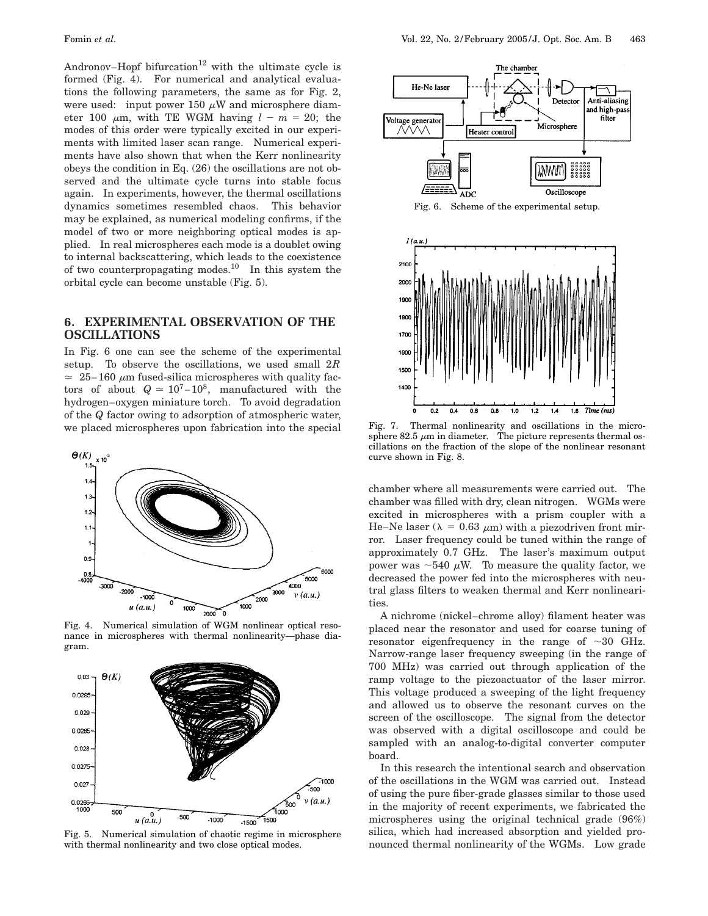Andronov–Hopf bifurcation[12] with the ultimate cycle is formed (Fig. 4). For numerical and analytical evaluations the following parameters, the same as for Fig. 2, were used: input power 150 $\mu$W and microsphere diameter 100 $\mu$m, with TE WGM having $l - m = 20$; the modes of this order were typically excited in our experiments with limited laser scan range. Numerical experiments have also shown that when the Kerr nonlinearity obeys the condition in Eq. (26) the oscillations are not observed and the ultimate cycle turns into stable focus again. In experiments, however, the thermal oscillations dynamics sometimes resembled chaos. This behavior may be explained, as numerical modeling confirms, if the model of two or more neighboring optical modes is applied. In real microspheres each mode is a doublet owing to internal backscattering, which leads to the coexistence of two counterpropagating modes.[10] In this system the orbital cycle can become unstable (Fig. 5).

## 6. EXPERIMENTAL OBSERVATION OF THE OSCILLATIONS

In Fig. 6 one can see the scheme of the experimental setup. To observe the oscillations, we used small $2R \simeq 25$–$160$ $\mu$m fused-silica microspheres with quality factors of about $Q \simeq 10^7$–$10^8$, manufactured with the hydrogen–oxygen miniature torch. To avoid degradation of the $Q$ factor owing to adsorption of atmospheric water, we placed microspheres upon fabrication into the special chamber where all measurements were carried out. The chamber was filled with dry, clean nitrogen. WGMs were excited in microspheres with a prism coupler with a He–Ne laser ($\lambda = 0.63$ $\mu$m) with a piezodriven front mirror. Laser frequency could be tuned within the range of approximately 0.7 GHz. The laser's maximum output power was $\sim$540 $\mu$W. To measure the quality factor, we decreased the power fed into the microspheres with neutral glass filters to weaken thermal and Kerr nonlinearities.

Fig. 4. Numerical simulation of WGM nonlinear optical resonance in microspheres with thermal nonlinearity—phase diagram.

Fig. 5. Numerical simulation of chaotic regime in microsphere with thermal nonlinearity and two close optical modes.

Fig. 6. Scheme of the experimental setup.

Fig. 7. Thermal nonlinearity and oscillations in the microsphere 82.5 $\mu$m in diameter. The picture represents thermal oscillations on the fraction of the slope of the nonlinear resonant curve shown in Fig. 8.

A nichrome (nickel–chrome alloy) filament heater was placed near the resonator and used for coarse tuning of resonator eigenfrequency in the range of $\sim$30 GHz. Narrow-range laser frequency sweeping (in the range of 700 MHz) was carried out through application of the ramp voltage to the piezoactuator of the laser mirror. This voltage produced a sweeping of the light frequency and allowed us to observe the resonant curves on the screen of the oscilloscope. The signal from the detector was observed with a digital oscilloscope and could be sampled with an analog-to-digital converter computer board.

In this research the intentional search and observation of the oscillations in the WGM was carried out. Instead of using the pure fiber-grade glasses similar to those used in the majority of recent experiments, we fabricated the microspheres using the original technical grade (96%) silica, which had increased absorption and yielded pronounced thermal nonlinearity of the WGMs. Low grade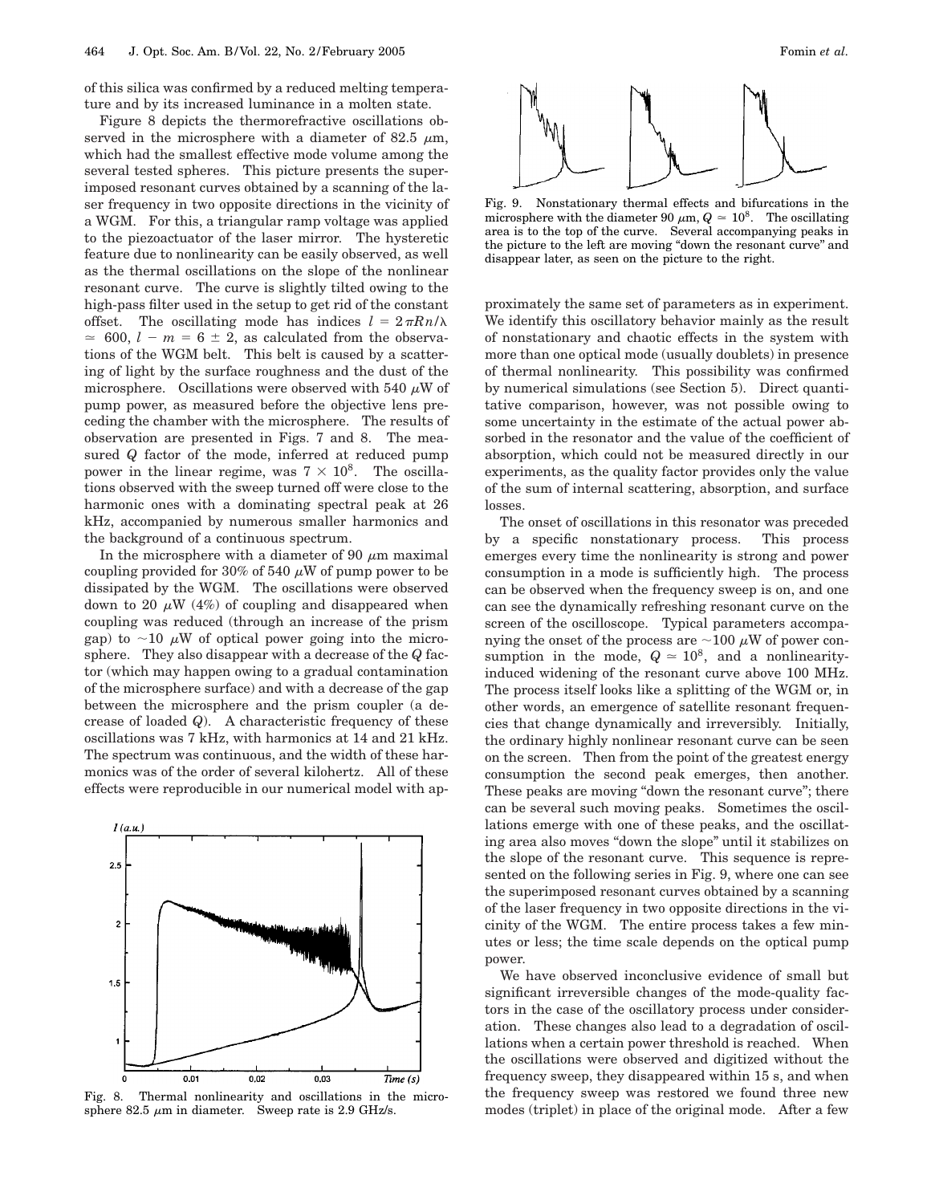of this silica was confirmed by a reduced melting temperature and by its increased luminance in a molten state.

Figure 8 depicts the thermorefractive oscillations observed in the microsphere with a diameter of 82.5 $\mu$m, which had the smallest effective mode volume among the several tested spheres. This picture presents the superimposed resonant curves obtained by a scanning of the laser frequency in two opposite directions in the vicinity of a WGM. For this, a triangular ramp voltage was applied to the piezoactuator of the laser mirror. The hysteretic feature due to nonlinearity can be easily observed, as well as the thermal oscillations on the slope of the nonlinear resonant curve. The curve is slightly tilted owing to the high-pass filter used in the setup to get rid of the constant offset. The oscillating mode has indices $l = 2\pi R n/\lambda \simeq 600$, $l - m = 6 \pm 2$, as calculated from the observations of the WGM belt. This belt is caused by a scattering of light by the surface roughness and the dust of the microsphere. Oscillations were observed with 540 $\mu$W of pump power, as measured before the objective lens preceding the chamber with the microsphere. The results of observation are presented in Figs. 7 and 8. The measured $Q$ factor of the mode, inferred at reduced pump power in the linear regime, was $7 \times 10^8$. The oscillations observed with the sweep turned off were close to the harmonic ones with a dominating spectral peak at 26 kHz, accompanied by numerous smaller harmonics and the background of a continuous spectrum.

In the microsphere with a diameter of 90 $\mu$m maximal coupling provided for 30% of 540 $\mu$W of pump power to be dissipated by the WGM. The oscillations were observed down to 20 $\mu$W (4%) of coupling and disappeared when coupling was reduced (through an increase of the prism gap) to ~10 $\mu$W of optical power going into the microsphere. They also disappear with a decrease of the $Q$ factor (which may happen owing to a gradual contamination of the microsphere surface) and with a decrease of the gap between the microsphere and the prism coupler (a decrease of loaded $Q$). A characteristic frequency of these oscillations was 7 kHz, with harmonics at 14 and 21 kHz. The spectrum was continuous, and the width of these harmonics was of the order of several kilohertz. All of these effects were reproducible in our numerical model with approximately the same set of parameters as in experiment. We identify this oscillatory behavior mainly as the result of nonstationary and chaotic effects in the system with more than one optical mode (usually doublets) in presence of thermal nonlinearity. This possibility was confirmed by numerical simulations (see Section 5). Direct quantitative comparison, however, was not possible owing to some uncertainty in the estimate of the actual power absorbed in the resonator and the value of the coefficient of absorption, which could not be measured directly in our experiments, as the quality factor provides only the value of the sum of internal scattering, absorption, and surface losses.

Fig. 8. Thermal nonlinearity and oscillations in the microsphere 82.5 $\mu$m in diameter. Sweep rate is 2.9 GHz/s.

Fig. 9. Nonstationary thermal effects and bifurcations in the microsphere with the diameter 90 $\mu$m, $Q \simeq 10^8$. The oscillating area is to the top of the curve. Several accompanying peaks in the picture to the left are moving "down the resonant curve" and disappear later, as seen on the picture to the right.

The onset of oscillations in this resonator was preceded by a specific nonstationary process. This process emerges every time the nonlinearity is strong and power consumption in a mode is sufficiently high. The process can be observed when the frequency sweep is on, and one can see the dynamically refreshing resonant curve on the screen of the oscilloscope. Typical parameters accompanying the onset of the process are ~100 $\mu$W of power consumption in the mode, $Q \simeq 10^8$, and a nonlinearity-induced widening of the resonant curve above 100 MHz. The process itself looks like a splitting of the WGM or, in other words, an emergence of satellite resonant frequencies that change dynamically and irreversibly. Initially, the ordinary highly nonlinear resonant curve can be seen on the screen. Then from the point of the greatest energy consumption the second peak emerges, then another. These peaks are moving "down the resonant curve"; there can be several such moving peaks. Sometimes the oscillations emerge with one of these peaks, and the oscillating area also moves "down the slope" until it stabilizes on the slope of the resonant curve. This sequence is represented on the following series in Fig. 9, where one can see the superimposed resonant curves obtained by a scanning of the laser frequency in two opposite directions in the vicinity of the WGM. The entire process takes a few minutes or less; the time scale depends on the optical pump power.

We have observed inconclusive evidence of small but significant irreversible changes of the mode-quality factors in the case of the oscillatory process under consideration. These changes also lead to a degradation of oscillations when a certain power threshold is reached. When the oscillations were observed and digitized without the frequency sweep, they disappeared within 15 s, and when the frequency sweep was restored we found three new modes (triplet) in place of the original mode. After a few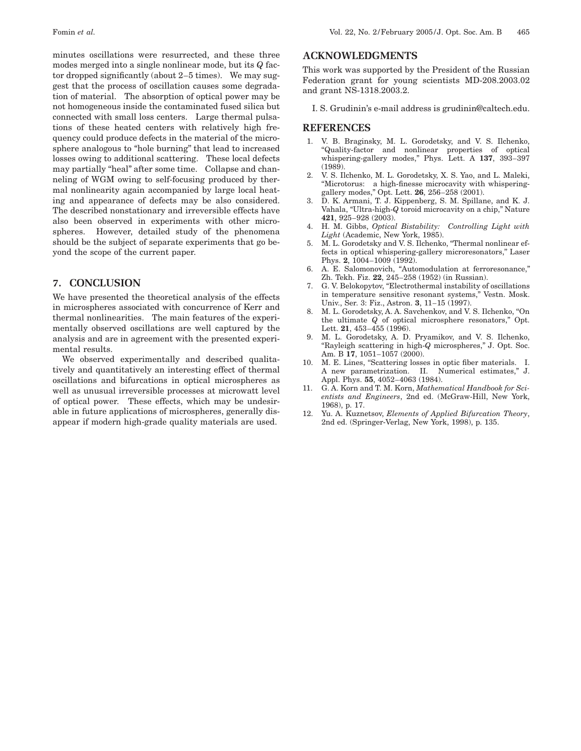minutes oscillations were resurrected, and these three modes merged into a single nonlinear mode, but its $Q$ factor dropped significantly (about 2–5 times). We may suggest that the process of oscillation causes some degradation of material. The absorption of optical power may be not homogeneous inside the contaminated fused silica but connected with small loss centers. Large thermal pulsations of these heated centers with relatively high frequency could produce defects in the material of the microsphere analogous to "hole burning" that lead to increased losses owing to additional scattering. These local defects may partially "heal" after some time. Collapse and channeling of WGM owing to self-focusing produced by thermal nonlinearity again accompanied by large local heating and appearance of defects may be also considered. The described nonstationary and irreversible effects have also been observed in experiments with other microspheres. However, detailed study of the phenomena should be the subject of separate experiments that go beyond the scope of the current paper.

## 7. CONCLUSION

We have presented the theoretical analysis of the effects in microspheres associated with concurrence of Kerr and thermal nonlinearities. The main features of the experimentally observed oscillations are well captured by the analysis and are in agreement with the presented experimental results.

We observed experimentally and described qualitatively and quantitatively an interesting effect of thermal oscillations and bifurcations in optical microspheres as well as unusual irreversible processes at microwatt level of optical power. These effects, which may be undesirable in future applications of microspheres, generally disappear if modern high-grade quality materials are used.

## ACKNOWLEDGMENTS

This work was supported by the President of the Russian Federation grant for young scientists MD-208.2003.02 and grant NS-1318.2003.2.

I. S. Grudinin's e-mail address is grudinin@caltech.edu.

## REFERENCES

1. V. B. Braginsky, M. L. Gorodetsky, and V. S. Ilchenko, "Quality-factor and nonlinear properties of optical whispering-gallery modes," Phys. Lett. A **137**, 393–397 (1989).
2. V. S. Ilchenko, M. L. Gorodetsky, X. S. Yao, and L. Maleki, "Microtorus: a high-finesse microcavity with whispering-gallery modes," Opt. Lett. **26**, 256–258 (2001).
3. D. K. Armani, T. J. Kippenberg, S. M. Spillane, and K. J. Vahala, "Ultra-high-$Q$ toroid microcavity on a chip," Nature **421**, 925–928 (2003).
4. H. M. Gibbs, *Optical Bistability: Controlling Light with Light* (Academic, New York, 1985).
5. M. L. Gorodetsky and V. S. Ilchenko, "Thermal nonlinear effects in optical whispering-gallery microresonators," Laser Phys. **2**, 1004–1009 (1992).
6. A. E. Salomonovich, "Automodulation at ferroresonance," Zh. Tekh. Fiz. **22**, 245–258 (1952) (in Russian).
7. G. V. Belokopytov, "Electrothermal instability of oscillations in temperature sensitive resonant systems," Vestn. Mosk. Univ., Ser. 3: Fiz., Astron. **3**, 11–15 (1997).
8. M. L. Gorodetsky, A. A. Savchenkov, and V. S. Ilchenko, "On the ultimate $Q$ of optical microsphere resonators," Opt. Lett. **21**, 453–455 (1996).
9. M. L. Gorodetsky, A. D. Pryamikov, and V. S. Ilchenko, "Rayleigh scattering in high-$Q$ microspheres," J. Opt. Soc. Am. B **17**, 1051–1057 (2000).
10. M. E. Lines, "Scattering losses in optic fiber materials. I. A new parametrization. II. Numerical estimates," J. Appl. Phys. **55**, 4052–4063 (1984).
11. G. A. Korn and T. M. Korn, *Mathematical Handbook for Scientists and Engineers*, 2nd ed. (McGraw-Hill, New York, 1968), p. 17.
12. Yu. A. Kuznetsov, *Elements of Applied Bifurcation Theory*, 2nd ed. (Springer-Verlag, New York, 1998), p. 135.